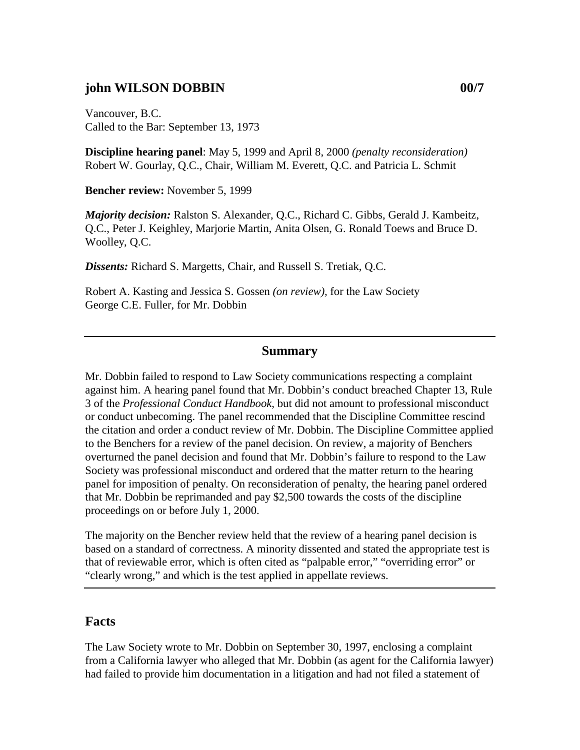# john WILSON DOBBIN 00/7

Vancouver, B.C.
Called to the Bar: September 13, 1973

**Discipline hearing panel**: May 5, 1999 and April 8, 2000 *(penalty reconsideration)*
Robert W. Gourlay, Q.C., Chair, William M. Everett, Q.C. and Patricia L. Schmit

**Bencher review:** November 5, 1999

***Majority decision:*** Ralston S. Alexander, Q.C., Richard C. Gibbs, Gerald J. Kambeitz, Q.C., Peter J. Keighley, Marjorie Martin, Anita Olsen, G. Ronald Toews and Bruce D. Woolley, Q.C.

***Dissents:*** Richard S. Margetts, Chair, and Russell S. Tretiak, Q.C.

Robert A. Kasting and Jessica S. Gossen *(on review)*, for the Law Society
George C.E. Fuller, for Mr. Dobbin

---

## Summary

Mr. Dobbin failed to respond to Law Society communications respecting a complaint against him. A hearing panel found that Mr. Dobbin's conduct breached Chapter 13, Rule 3 of the *Professional Conduct Handbook*, but did not amount to professional misconduct or conduct unbecoming. The panel recommended that the Discipline Committee rescind the citation and order a conduct review of Mr. Dobbin. The Discipline Committee applied to the Benchers for a review of the panel decision. On review, a majority of Benchers overturned the panel decision and found that Mr. Dobbin's failure to respond to the Law Society was professional misconduct and ordered that the matter return to the hearing panel for imposition of penalty. On reconsideration of penalty, the hearing panel ordered that Mr. Dobbin be reprimanded and pay $2,500 towards the costs of the discipline proceedings on or before July 1, 2000.

The majority on the Bencher review held that the review of a hearing panel decision is based on a standard of correctness. A minority dissented and stated the appropriate test is that of reviewable error, which is often cited as "palpable error," "overriding error" or "clearly wrong," and which is the test applied in appellate reviews.

---

## Facts

The Law Society wrote to Mr. Dobbin on September 30, 1997, enclosing a complaint from a California lawyer who alleged that Mr. Dobbin (as agent for the California lawyer) had failed to provide him documentation in a litigation and had not filed a statement of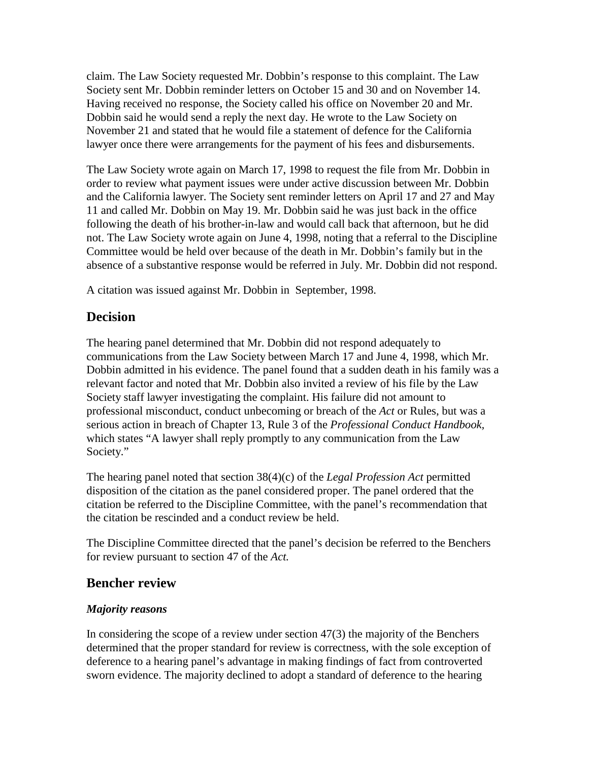claim. The Law Society requested Mr. Dobbin's response to this complaint. The Law Society sent Mr. Dobbin reminder letters on October 15 and 30 and on November 14. Having received no response, the Society called his office on November 20 and Mr. Dobbin said he would send a reply the next day. He wrote to the Law Society on November 21 and stated that he would file a statement of defence for the California lawyer once there were arrangements for the payment of his fees and disbursements.

The Law Society wrote again on March 17, 1998 to request the file from Mr. Dobbin in order to review what payment issues were under active discussion between Mr. Dobbin and the California lawyer. The Society sent reminder letters on April 17 and 27 and May 11 and called Mr. Dobbin on May 19. Mr. Dobbin said he was just back in the office following the death of his brother-in-law and would call back that afternoon, but he did not. The Law Society wrote again on June 4, 1998, noting that a referral to the Discipline Committee would be held over because of the death in Mr. Dobbin's family but in the absence of a substantive response would be referred in July. Mr. Dobbin did not respond.

A citation was issued against Mr. Dobbin in September, 1998.

## Decision

The hearing panel determined that Mr. Dobbin did not respond adequately to communications from the Law Society between March 17 and June 4, 1998, which Mr. Dobbin admitted in his evidence. The panel found that a sudden death in his family was a relevant factor and noted that Mr. Dobbin also invited a review of his file by the Law Society staff lawyer investigating the complaint. His failure did not amount to professional misconduct, conduct unbecoming or breach of the *Act* or Rules, but was a serious action in breach of Chapter 13, Rule 3 of the *Professional Conduct Handbook*, which states "A lawyer shall reply promptly to any communication from the Law Society."

The hearing panel noted that section 38(4)(c) of the *Legal Profession Act* permitted disposition of the citation as the panel considered proper. The panel ordered that the citation be referred to the Discipline Committee, with the panel's recommendation that the citation be rescinded and a conduct review be held.

The Discipline Committee directed that the panel's decision be referred to the Benchers for review pursuant to section 47 of the *Act.*

## Bencher review

### *Majority reasons*

In considering the scope of a review under section 47(3) the majority of the Benchers determined that the proper standard for review is correctness, with the sole exception of deference to a hearing panel's advantage in making findings of fact from controverted sworn evidence. The majority declined to adopt a standard of deference to the hearing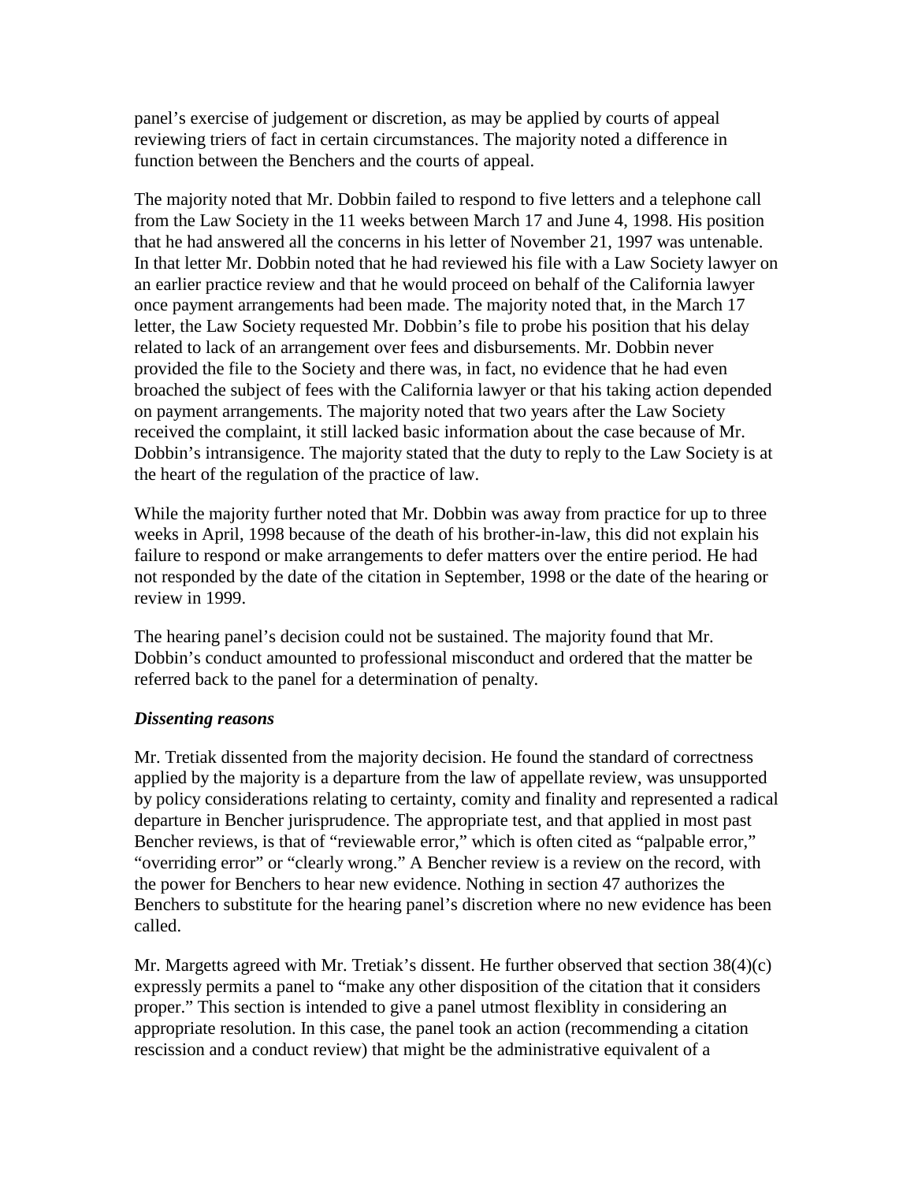panel's exercise of judgement or discretion, as may be applied by courts of appeal reviewing triers of fact in certain circumstances. The majority noted a difference in function between the Benchers and the courts of appeal.

The majority noted that Mr. Dobbin failed to respond to five letters and a telephone call from the Law Society in the 11 weeks between March 17 and June 4, 1998. His position that he had answered all the concerns in his letter of November 21, 1997 was untenable. In that letter Mr. Dobbin noted that he had reviewed his file with a Law Society lawyer on an earlier practice review and that he would proceed on behalf of the California lawyer once payment arrangements had been made. The majority noted that, in the March 17 letter, the Law Society requested Mr. Dobbin's file to probe his position that his delay related to lack of an arrangement over fees and disbursements. Mr. Dobbin never provided the file to the Society and there was, in fact, no evidence that he had even broached the subject of fees with the California lawyer or that his taking action depended on payment arrangements. The majority noted that two years after the Law Society received the complaint, it still lacked basic information about the case because of Mr. Dobbin's intransigence. The majority stated that the duty to reply to the Law Society is at the heart of the regulation of the practice of law.

While the majority further noted that Mr. Dobbin was away from practice for up to three weeks in April, 1998 because of the death of his brother-in-law, this did not explain his failure to respond or make arrangements to defer matters over the entire period. He had not responded by the date of the citation in September, 1998 or the date of the hearing or review in 1999.

The hearing panel's decision could not be sustained. The majority found that Mr. Dobbin's conduct amounted to professional misconduct and ordered that the matter be referred back to the panel for a determination of penalty.

***Dissenting reasons***

Mr. Tretiak dissented from the majority decision. He found the standard of correctness applied by the majority is a departure from the law of appellate review, was unsupported by policy considerations relating to certainty, comity and finality and represented a radical departure in Bencher jurisprudence. The appropriate test, and that applied in most past Bencher reviews, is that of "reviewable error," which is often cited as "palpable error," "overriding error" or "clearly wrong." A Bencher review is a review on the record, with the power for Benchers to hear new evidence. Nothing in section 47 authorizes the Benchers to substitute for the hearing panel's discretion where no new evidence has been called.

Mr. Margetts agreed with Mr. Tretiak's dissent. He further observed that section 38(4)(c) expressly permits a panel to "make any other disposition of the citation that it considers proper." This section is intended to give a panel utmost flexiblity in considering an appropriate resolution. In this case, the panel took an action (recommending a citation rescission and a conduct review) that might be the administrative equivalent of a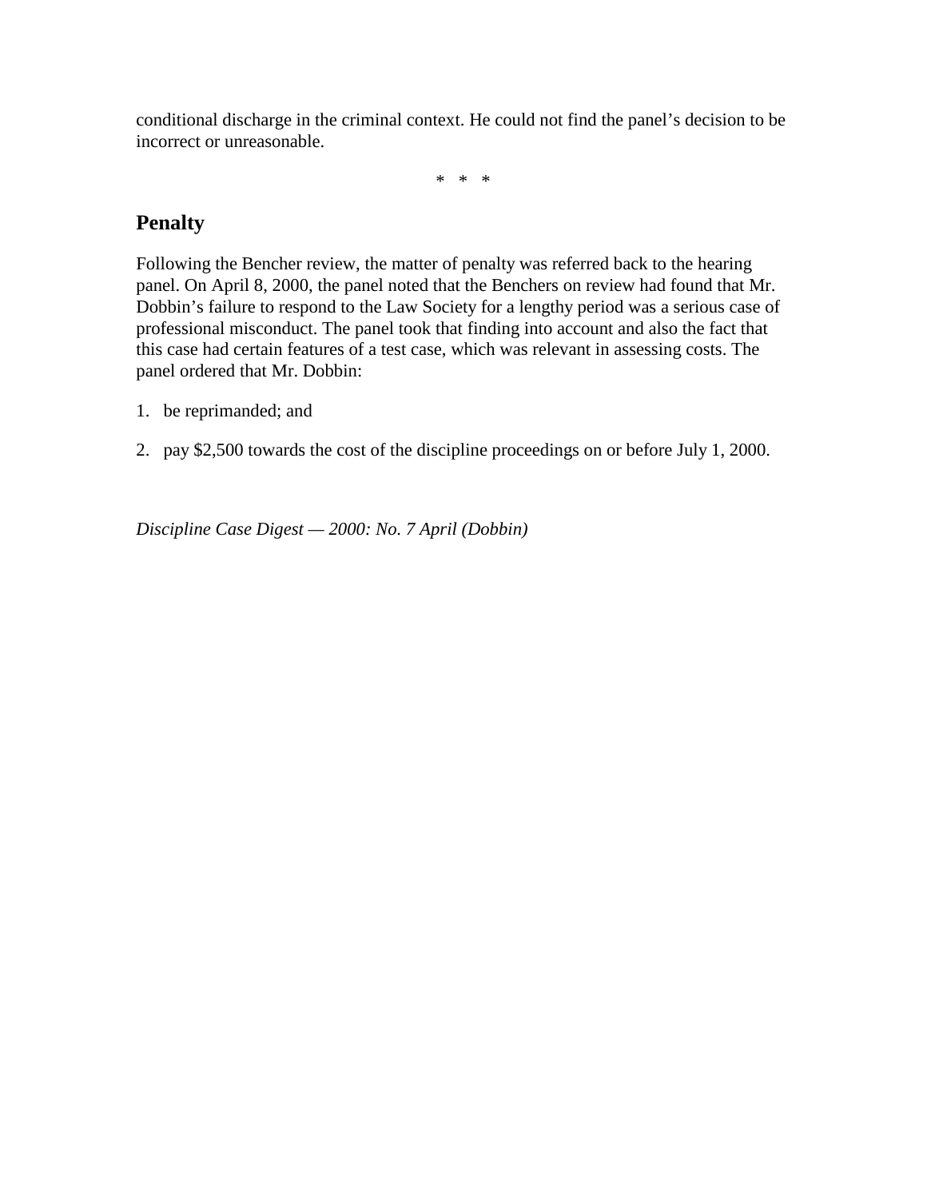conditional discharge in the criminal context. He could not find the panel's decision to be incorrect or unreasonable.

\*   \*   \*

## Penalty

Following the Bencher review, the matter of penalty was referred back to the hearing panel. On April 8, 2000, the panel noted that the Benchers on review had found that Mr. Dobbin's failure to respond to the Law Society for a lengthy period was a serious case of professional misconduct. The panel took that finding into account and also the fact that this case had certain features of a test case, which was relevant in assessing costs. The panel ordered that Mr. Dobbin:

1. be reprimanded; and

2. pay $2,500 towards the cost of the discipline proceedings on or before July 1, 2000.

*Discipline Case Digest — 2000: No. 7 April (Dobbin)*